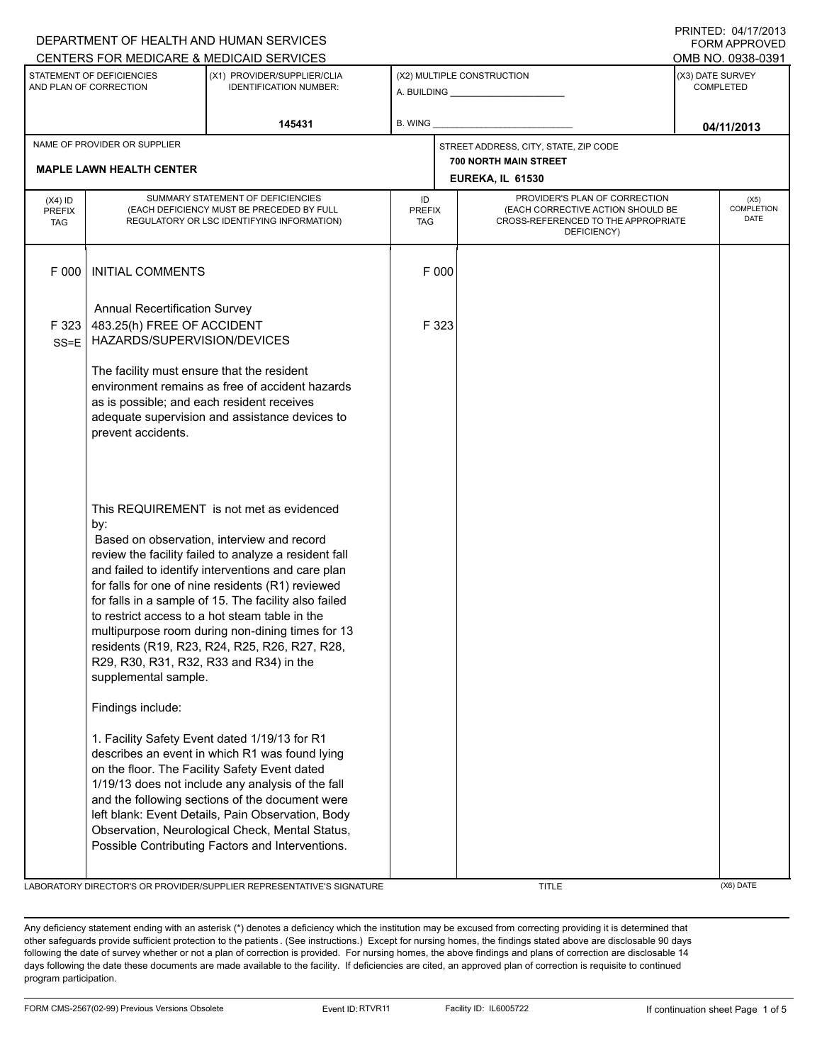DEPARTMENT OF HEALTH AND HUMAN SERVICES
CENTERS FOR MEDICARE & MEDICAID SERVICES

PRINTED: 04/17/2013
FORM APPROVED
OMB NO. 0938-0391

| STATEMENT OF DEFICIENCIES AND PLAN OF CORRECTION | (X1) PROVIDER/SUPPLIER/CLIA IDENTIFICATION NUMBER: | (X2) MULTIPLE CONSTRUCTION | (X3) DATE SURVEY COMPLETED |
|---|---|---|---|
| | 145431 | A. BUILDING ______ B. WING ______ | 04/11/2013 |

| NAME OF PROVIDER OR SUPPLIER | STREET ADDRESS, CITY, STATE, ZIP CODE |
|---|---|
| MAPLE LAWN HEALTH CENTER | 700 NORTH MAIN STREET EUREKA, IL 61530 |

| (X4) ID PREFIX TAG | SUMMARY STATEMENT OF DEFICIENCIES (EACH DEFICIENCY MUST BE PRECEDED BY FULL REGULATORY OR LSC IDENTIFYING INFORMATION) | ID PREFIX TAG | PROVIDER'S PLAN OF CORRECTION (EACH CORRECTIVE ACTION SHOULD BE CROSS-REFERENCED TO THE APPROPRIATE DEFICIENCY) | (X5) COMPLETION DATE |
|---|---|---|---|---|
| F 000 | INITIAL COMMENTS<br><br>Annual Recertification Survey | F 000 | | |
| F 323 SS=E | 483.25(h) FREE OF ACCIDENT HAZARDS/SUPERVISION/DEVICES<br><br>The facility must ensure that the resident environment remains as free of accident hazards as is possible; and each resident receives adequate supervision and assistance devices to prevent accidents.<br><br>This REQUIREMENT is not met as evidenced by:<br>Based on observation, interview and record review the facility failed to analyze a resident fall and failed to identify interventions and care plan for falls for one of nine residents (R1) reviewed for falls in a sample of 15. The facility also failed to restrict access to a hot steam table in the multipurpose room during non-dining times for 13 residents (R19, R23, R24, R25, R26, R27, R28, R29, R30, R31, R32, R33 and R34) in the supplemental sample.<br><br>Findings include:<br><br>1. Facility Safety Event dated 1/19/13 for R1 describes an event in which R1 was found lying on the floor. The Facility Safety Event dated 1/19/13 does not include any analysis of the fall and the following sections of the document were left blank: Event Details, Pain Observation, Body Observation, Neurological Check, Mental Status, Possible Contributing Factors and Interventions. | F 323 | | |

LABORATORY DIRECTOR'S OR PROVIDER/SUPPLIER REPRESENTATIVE'S SIGNATURE | TITLE | (X6) DATE

Any deficiency statement ending with an asterisk (*) denotes a deficiency which the institution may be excused from correcting providing it is determined that other safeguards provide sufficient protection to the patients . (See instructions.) Except for nursing homes, the findings stated above are disclosable 90 days following the date of survey whether or not a plan of correction is provided. For nursing homes, the above findings and plans of correction are disclosable 14 days following the date these documents are made available to the facility. If deficiencies are cited, an approved plan of correction is requisite to continued program participation.

FORM CMS-2567(02-99) Previous Versions Obsolete | Event ID: RTVR11 | Facility ID: IL6005722 | If continuation sheet Page 1 of 5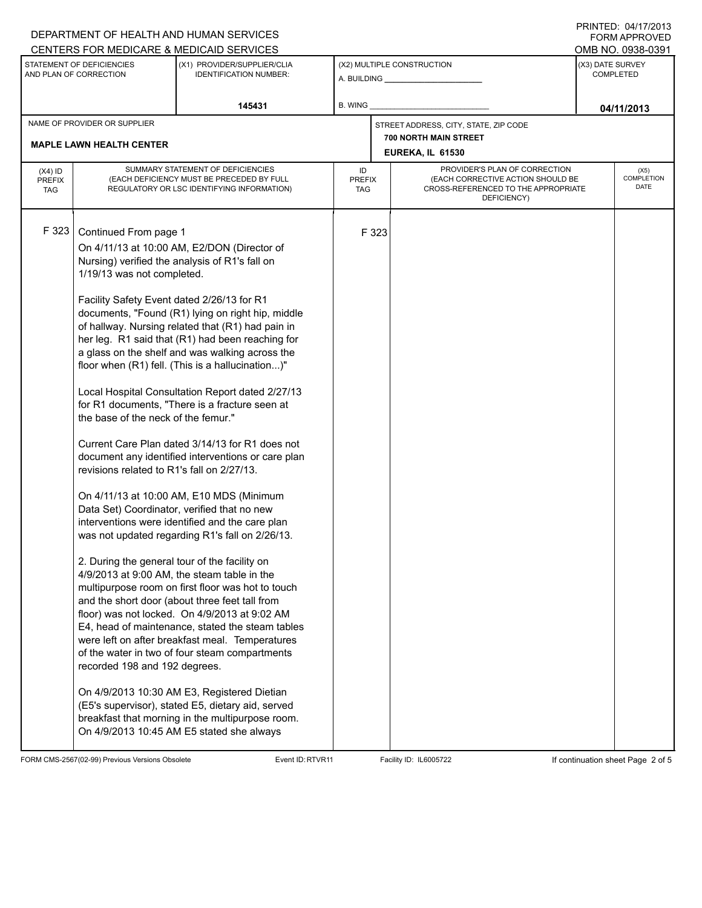DEPARTMENT OF HEALTH AND HUMAN SERVICES
CENTERS FOR MEDICARE & MEDICAID SERVICES

PRINTED: 04/17/2013
FORM APPROVED
OMB NO. 0938-0391

| STATEMENT OF DEFICIENCIES AND PLAN OF CORRECTION | (X1) PROVIDER/SUPPLIER/CLIA IDENTIFICATION NUMBER: | (X2) MULTIPLE CONSTRUCTION | (X3) DATE SURVEY COMPLETED |
|---|---|---|---|
| | 145431 | A. BUILDING ______ B. WING ______ | 04/11/2013 |

NAME OF PROVIDER OR SUPPLIER: **MAPLE LAWN HEALTH CENTER**

STREET ADDRESS, CITY, STATE, ZIP CODE: **700 NORTH MAIN STREET, EUREKA, IL 61530**

| (X4) ID PREFIX TAG | SUMMARY STATEMENT OF DEFICIENCIES (EACH DEFICIENCY MUST BE PRECEDED BY FULL REGULATORY OR LSC IDENTIFYING INFORMATION) | ID PREFIX TAG | PROVIDER'S PLAN OF CORRECTION (EACH CORRECTIVE ACTION SHOULD BE CROSS-REFERENCED TO THE APPROPRIATE DEFICIENCY) | (X5) COMPLETION DATE |
|---|---|---|---|---|
| F 323 | Continued From page 1 | F 323 | | |

On 4/11/13 at 10:00 AM, E2/DON (Director of Nursing) verified the analysis of R1's fall on 1/19/13 was not completed.

Facility Safety Event dated 2/26/13 for R1 documents, "Found (R1) lying on right hip, middle of hallway. Nursing related that (R1) had pain in her leg. R1 said that (R1) had been reaching for a glass on the shelf and was walking across the floor when (R1) fell. (This is a hallucination...)"

Local Hospital Consultation Report dated 2/27/13 for R1 documents, "There is a fracture seen at the base of the neck of the femur."

Current Care Plan dated 3/14/13 for R1 does not document any identified interventions or care plan revisions related to R1's fall on 2/27/13.

On 4/11/13 at 10:00 AM, E10 MDS (Minimum Data Set) Coordinator, verified that no new interventions were identified and the care plan was not updated regarding R1's fall on 2/26/13.

2. During the general tour of the facility on 4/9/2013 at 9:00 AM, the steam table in the multipurpose room on first floor was hot to touch and the short door (about three feet tall from floor) was not locked. On 4/9/2013 at 9:02 AM E4, head of maintenance, stated the steam tables were left on after breakfast meal. Temperatures of the water in two of four steam compartments recorded 198 and 192 degrees.

On 4/9/2013 10:30 AM E3, Registered Dietian (E5's supervisor), stated E5, dietary aid, served breakfast that morning in the multipurpose room. On 4/9/2013 10:45 AM E5 stated she always

FORM CMS-2567(02-99) Previous Versions Obsolete | Event ID: RTVR11 | Facility ID: IL6005722 | If continuation sheet Page 2 of 5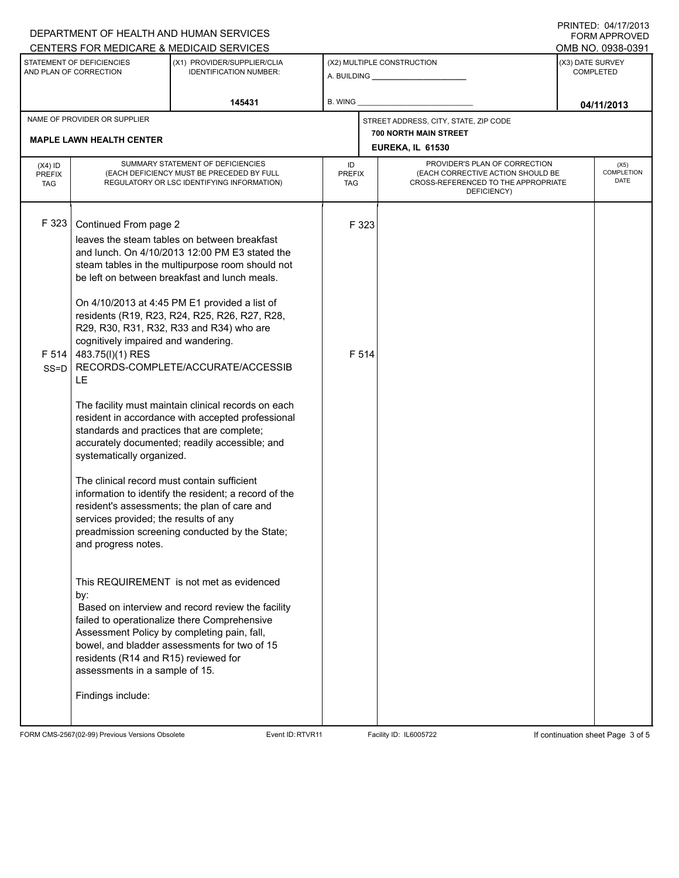DEPARTMENT OF HEALTH AND HUMAN SERVICES
CENTERS FOR MEDICARE & MEDICAID SERVICES

PRINTED: 04/17/2013
FORM APPROVED
OMB NO. 0938-0391

| STATEMENT OF DEFICIENCIES AND PLAN OF CORRECTION | (X1) PROVIDER/SUPPLIER/CLIA IDENTIFICATION NUMBER: | (X2) MULTIPLE CONSTRUCTION | (X3) DATE SURVEY COMPLETED |
|---|---|---|---|
| | 145431 | A. BUILDING ______ B. WING ______ | 04/11/2013 |

NAME OF PROVIDER OR SUPPLIER: **MAPLE LAWN HEALTH CENTER**

STREET ADDRESS, CITY, STATE, ZIP CODE: **700 NORTH MAIN STREET, EUREKA, IL 61530**

| (X4) ID PREFIX TAG | SUMMARY STATEMENT OF DEFICIENCIES (EACH DEFICIENCY MUST BE PRECEDED BY FULL REGULATORY OR LSC IDENTIFYING INFORMATION) | ID PREFIX TAG | PROVIDER'S PLAN OF CORRECTION (EACH CORRECTIVE ACTION SHOULD BE CROSS-REFERENCED TO THE APPROPRIATE DEFICIENCY) | (X5) COMPLETION DATE |
|---|---|---|---|---|
| F 323 | Continued From page 2<br>leaves the steam tables on between breakfast and lunch. On 4/10/2013 12:00 PM E3 stated the steam tables in the multipurpose room should not be left on between breakfast and lunch meals.<br><br>On 4/10/2013 at 4:45 PM E1 provided a list of residents (R19, R23, R24, R25, R26, R27, R28, R29, R30, R31, R32, R33 and R34) who are cognitively impaired and wandering. | F 323 | | |
| F 514 SS=D | 483.75(l)(1) RES RECORDS-COMPLETE/ACCURATE/ACCESSIBLE<br><br>The facility must maintain clinical records on each resident in accordance with accepted professional standards and practices that are complete; accurately documented; readily accessible; and systematically organized.<br><br>The clinical record must contain sufficient information to identify the resident; a record of the resident's assessments; the plan of care and services provided; the results of any preadmission screening conducted by the State; and progress notes.<br><br>This REQUIREMENT is not met as evidenced by:<br>Based on interview and record review the facility failed to operationalize there Comprehensive Assessment Policy by completing pain, fall, bowel, and bladder assessments for two of 15 residents (R14 and R15) reviewed for assessments in a sample of 15.<br><br>Findings include: | F 514 | | |

FORM CMS-2567(02-99) Previous Versions Obsolete | Event ID: RTVR11 | Facility ID: IL6005722 | If continuation sheet Page 3 of 5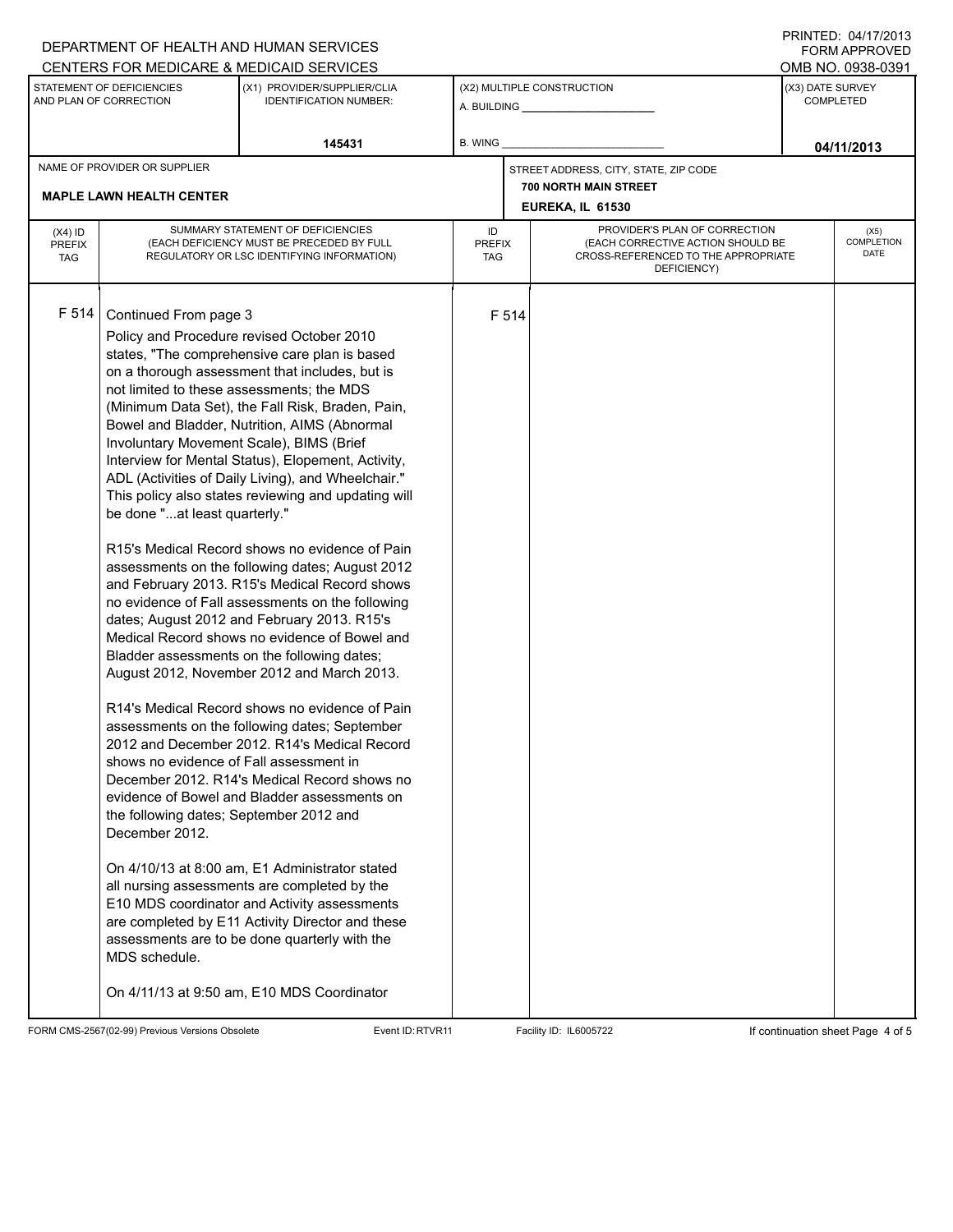DEPARTMENT OF HEALTH AND HUMAN SERVICES
CENTERS FOR MEDICARE & MEDICAID SERVICES

PRINTED: 04/17/2013
FORM APPROVED
OMB NO. 0938-0391

| STATEMENT OF DEFICIENCIES AND PLAN OF CORRECTION | (X1) PROVIDER/SUPPLIER/CLIA IDENTIFICATION NUMBER: | (X2) MULTIPLE CONSTRUCTION | (X3) DATE SURVEY COMPLETED |
|---|---|---|---|
| | 145431 | A. BUILDING ______ B. WING ______ | 04/11/2013 |

| NAME OF PROVIDER OR SUPPLIER | STREET ADDRESS, CITY, STATE, ZIP CODE |
|---|---|
| MAPLE LAWN HEALTH CENTER | 700 NORTH MAIN STREET, EUREKA, IL 61530 |

| (X4) ID PREFIX TAG | SUMMARY STATEMENT OF DEFICIENCIES (EACH DEFICIENCY MUST BE PRECEDED BY FULL REGULATORY OR LSC IDENTIFYING INFORMATION) | ID PREFIX TAG | PROVIDER'S PLAN OF CORRECTION (EACH CORRECTIVE ACTION SHOULD BE CROSS-REFERENCED TO THE APPROPRIATE DEFICIENCY) | (X5) COMPLETION DATE |
|---|---|---|---|---|
| F 514 | Continued From page 3 | F 514 | | |

Policy and Procedure revised October 2010 states, "The comprehensive care plan is based on a thorough assessment that includes, but is not limited to these assessments; the MDS (Minimum Data Set), the Fall Risk, Braden, Pain, Bowel and Bladder, Nutrition, AIMS (Abnormal Involuntary Movement Scale), BIMS (Brief Interview for Mental Status), Elopement, Activity, ADL (Activities of Daily Living), and Wheelchair." This policy also states reviewing and updating will be done "...at least quarterly."

R15's Medical Record shows no evidence of Pain assessments on the following dates; August 2012 and February 2013. R15's Medical Record shows no evidence of Fall assessments on the following dates; August 2012 and February 2013. R15's Medical Record shows no evidence of Bowel and Bladder assessments on the following dates; August 2012, November 2012 and March 2013.

R14's Medical Record shows no evidence of Pain assessments on the following dates; September 2012 and December 2012. R14's Medical Record shows no evidence of Fall assessment in December 2012. R14's Medical Record shows no evidence of Bowel and Bladder assessments on the following dates; September 2012 and December 2012.

On 4/10/13 at 8:00 am, E1 Administrator stated all nursing assessments are completed by the E10 MDS coordinator and Activity assessments are completed by E11 Activity Director and these assessments are to be done quarterly with the MDS schedule.

On 4/11/13 at 9:50 am, E10 MDS Coordinator

FORM CMS-2567(02-99) Previous Versions Obsolete | Event ID: RTVR11 | Facility ID: IL6005722 | If continuation sheet Page 4 of 5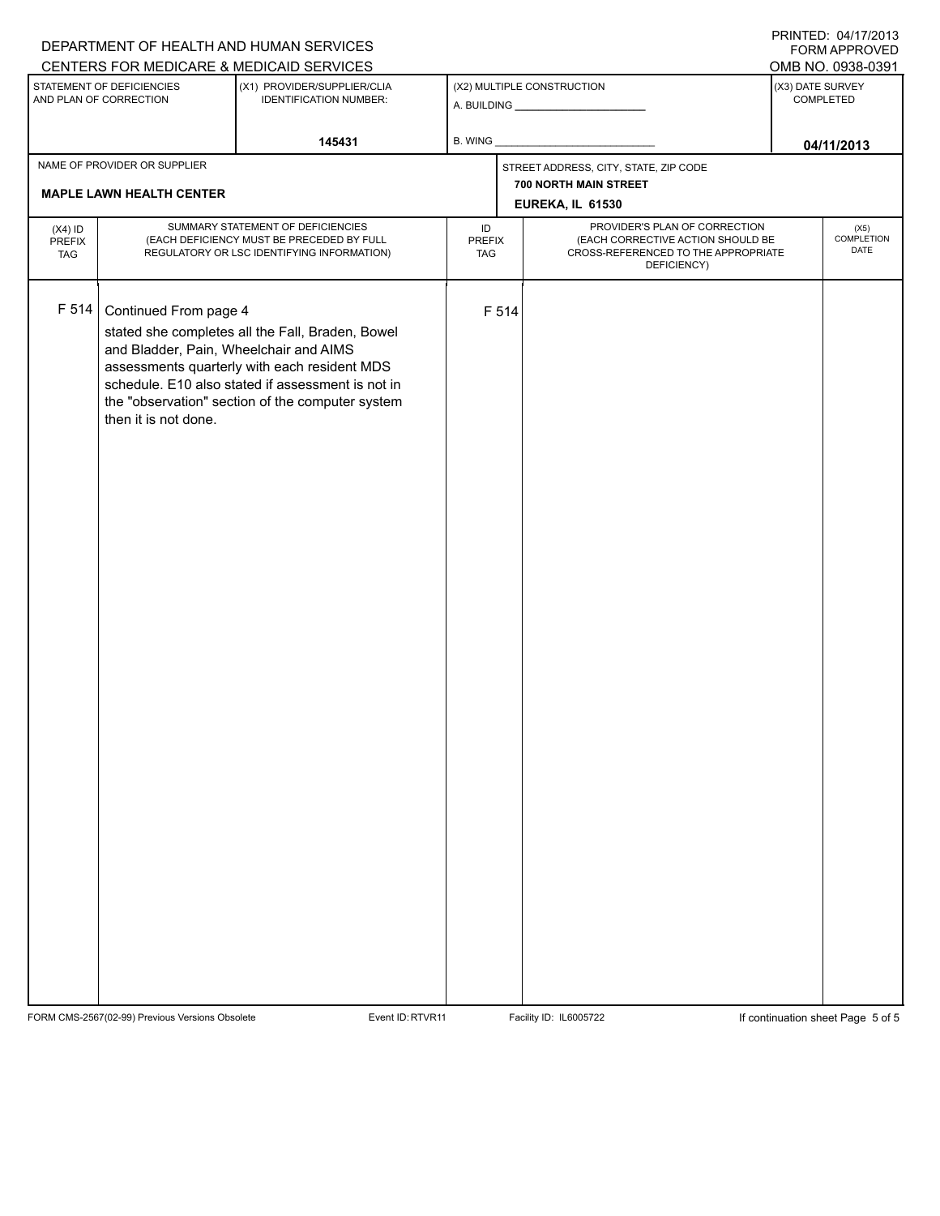DEPARTMENT OF HEALTH AND HUMAN SERVICES
CENTERS FOR MEDICARE & MEDICAID SERVICES

PRINTED: 04/17/2013
FORM APPROVED
OMB NO. 0938-0391

| STATEMENT OF DEFICIENCIES AND PLAN OF CORRECTION | (X1) PROVIDER/SUPPLIER/CLIA IDENTIFICATION NUMBER: | (X2) MULTIPLE CONSTRUCTION | (X3) DATE SURVEY COMPLETED |
|---|---|---|---|
| | 145431 | A. BUILDING ______ B. WING ______ | 04/11/2013 |

NAME OF PROVIDER OR SUPPLIER: **MAPLE LAWN HEALTH CENTER**

STREET ADDRESS, CITY, STATE, ZIP CODE: **700 NORTH MAIN STREET, EUREKA, IL 61530**

| (X4) ID PREFIX TAG | SUMMARY STATEMENT OF DEFICIENCIES (EACH DEFICIENCY MUST BE PRECEDED BY FULL REGULATORY OR LSC IDENTIFYING INFORMATION) | ID PREFIX TAG | PROVIDER'S PLAN OF CORRECTION (EACH CORRECTIVE ACTION SHOULD BE CROSS-REFERENCED TO THE APPROPRIATE DEFICIENCY) | (X5) COMPLETION DATE |
|---|---|---|---|---|
| F 514 | Continued From page 4<br>stated she completes all the Fall, Braden, Bowel and Bladder, Pain, Wheelchair and AIMS assessments quarterly with each resident MDS schedule. E10 also stated if assessment is not in the "observation" section of the computer system then it is not done. | F 514 | | |

FORM CMS-2567(02-99) Previous Versions Obsolete Event ID: RTVR11 Facility ID: IL6005722 If continuation sheet Page 5 of 5